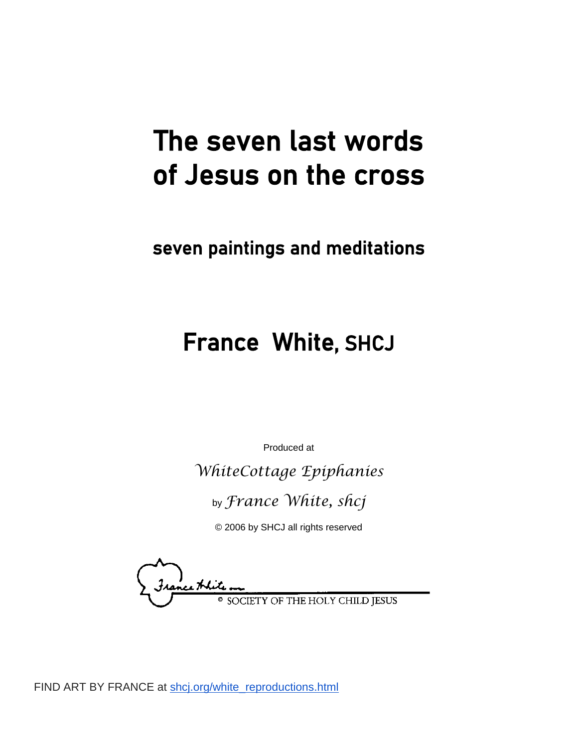# The seven last words of Jesus on the cross

## seven paintings and meditations

## France White, SHCJ

Produced at

*WhiteCottage Epiphanies*

by *France White, shcj*

© 2006 by SHCJ all rights reserved

France White

© SOCIETY OF THE HOLY CHILD JESUS

FIND ART BY FRANCE at shcj.org/white_reproductions.html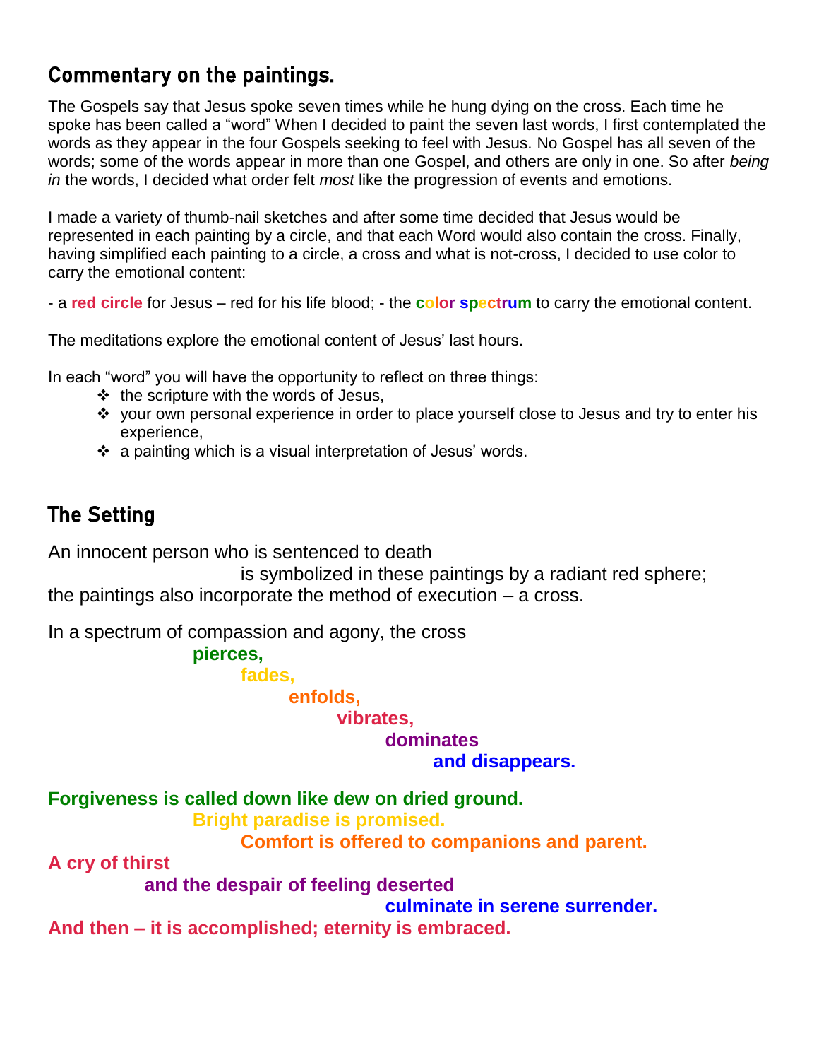## Commentary on the paintings.

The Gospels say that Jesus spoke seven times while he hung dying on the cross. Each time he spoke has been called a "word" When I decided to paint the seven last words, I first contemplated the words as they appear in the four Gospels seeking to feel with Jesus. No Gospel has all seven of the words; some of the words appear in more than one Gospel, and others are only in one. So after *being in* the words, I decided what order felt *most* like the progression of events and emotions.

I made a variety of thumb-nail sketches and after some time decided that Jesus would be represented in each painting by a circle, and that each Word would also contain the cross. Finally, having simplified each painting to a circle, a cross and what is not-cross, I decided to use color to carry the emotional content:

- a **red circle** for Jesus – red for his life blood; - the **color spectrum** to carry the emotional content.

The meditations explore the emotional content of Jesus' last hours.

In each "word" you will have the opportunity to reflect on three things:

- the scripture with the words of Jesus,
- your own personal experience in order to place yourself close to Jesus and try to enter his experience,
- a painting which is a visual interpretation of Jesus' words.

## The Setting

An innocent person who is sentenced to death
is symbolized in these paintings by a radiant red sphere;
the paintings also incorporate the method of execution – a cross.

In a spectrum of compassion and agony, the cross
**pierces,**
**fades,**
**enfolds,**
**vibrates,**
**dominates**
**and disappears.**

**Forgiveness is called down like dew on dried ground.**
**Bright paradise is promised.**
**Comfort is offered to companions and parent.**
**A cry of thirst**
**and the despair of feeling deserted**
**culminate in serene surrender.**
**And then – it is accomplished; eternity is embraced.**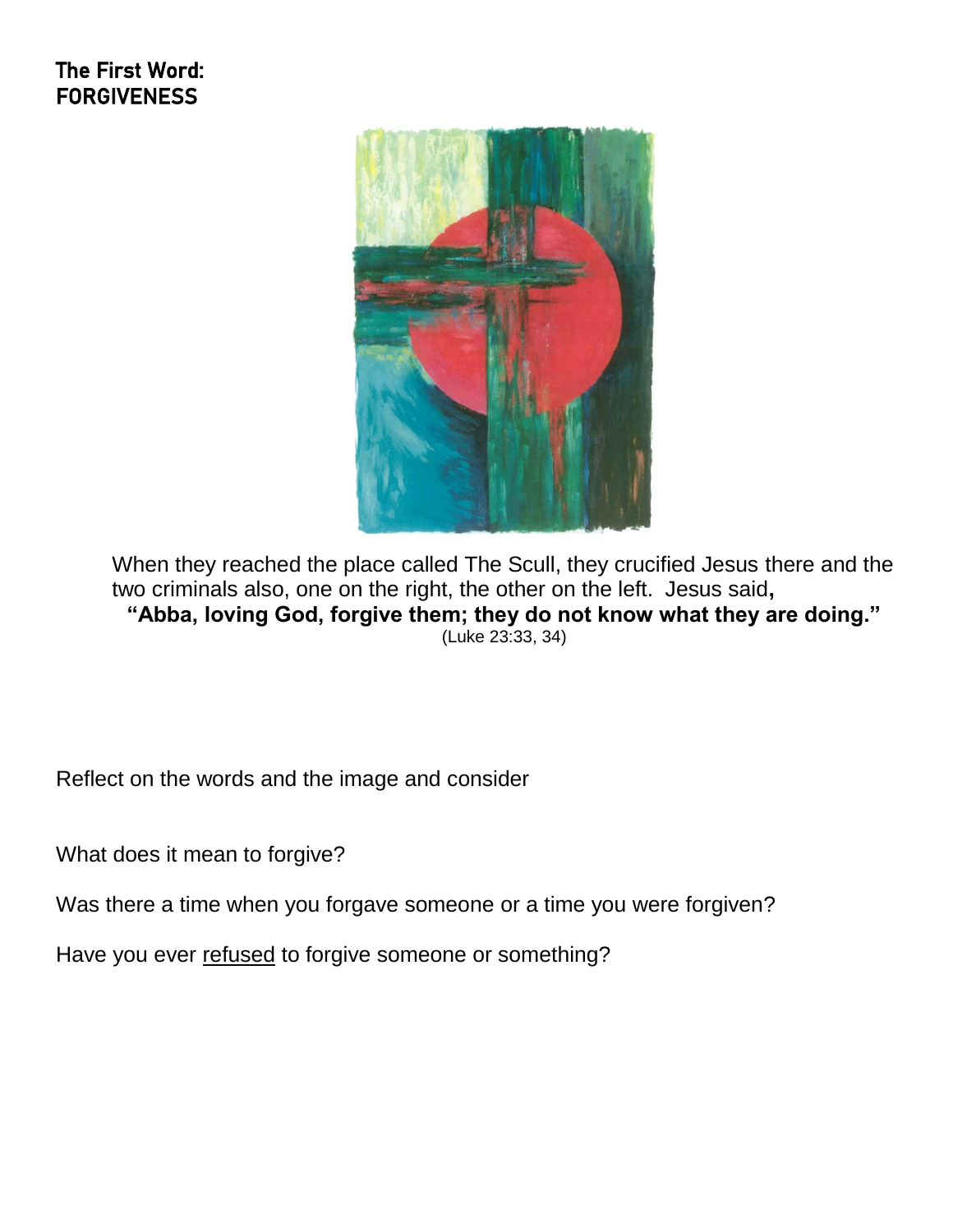# The First Word:
# FORGIVENESS

When they reached the place called The Scull, they crucified Jesus there and the two criminals also, one on the right, the other on the left. Jesus said**,**

**"Abba, loving God, forgive them; they do not know what they are doing."**

(Luke 23:33, 34)

Reflect on the words and the image and consider

What does it mean to forgive?

Was there a time when you forgave someone or a time you were forgiven?

Have you ever <u>refused</u> to forgive someone or something?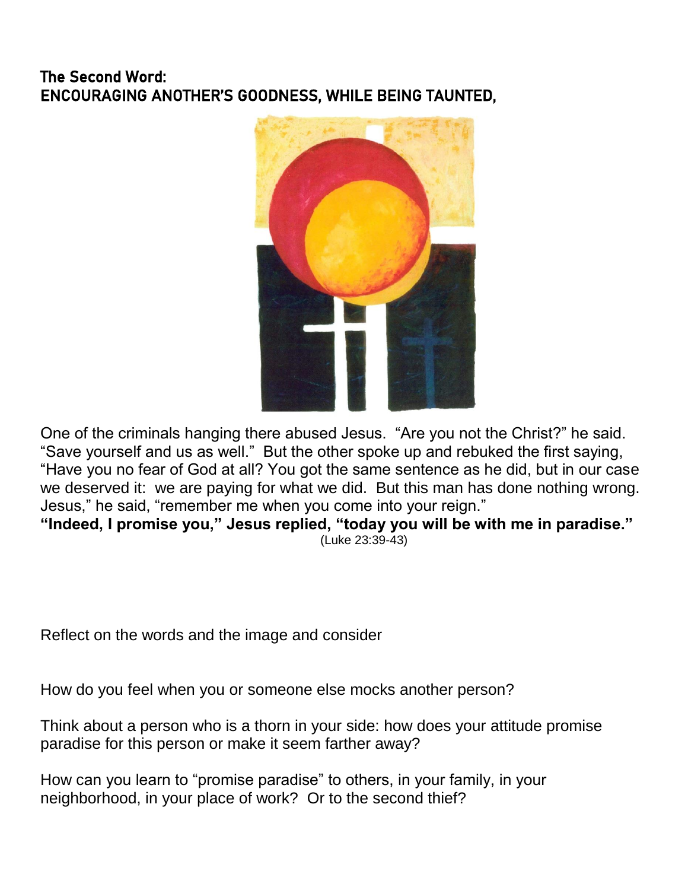## The Second Word:
## ENCOURAGING ANOTHER'S GOODNESS, WHILE BEING TAUNTED,

One of the criminals hanging there abused Jesus. "Are you not the Christ?" he said. "Save yourself and us as well." But the other spoke up and rebuked the first saying, "Have you no fear of God at all? You got the same sentence as he did, but in our case we deserved it: we are paying for what we did. But this man has done nothing wrong. Jesus," he said, "remember me when you come into your reign."

**"Indeed, I promise you," Jesus replied, "today you will be with me in paradise."**

(Luke 23:39-43)

Reflect on the words and the image and consider

How do you feel when you or someone else mocks another person?

Think about a person who is a thorn in your side: how does your attitude promise paradise for this person or make it seem farther away?

How can you learn to "promise paradise" to others, in your family, in your neighborhood, in your place of work? Or to the second thief?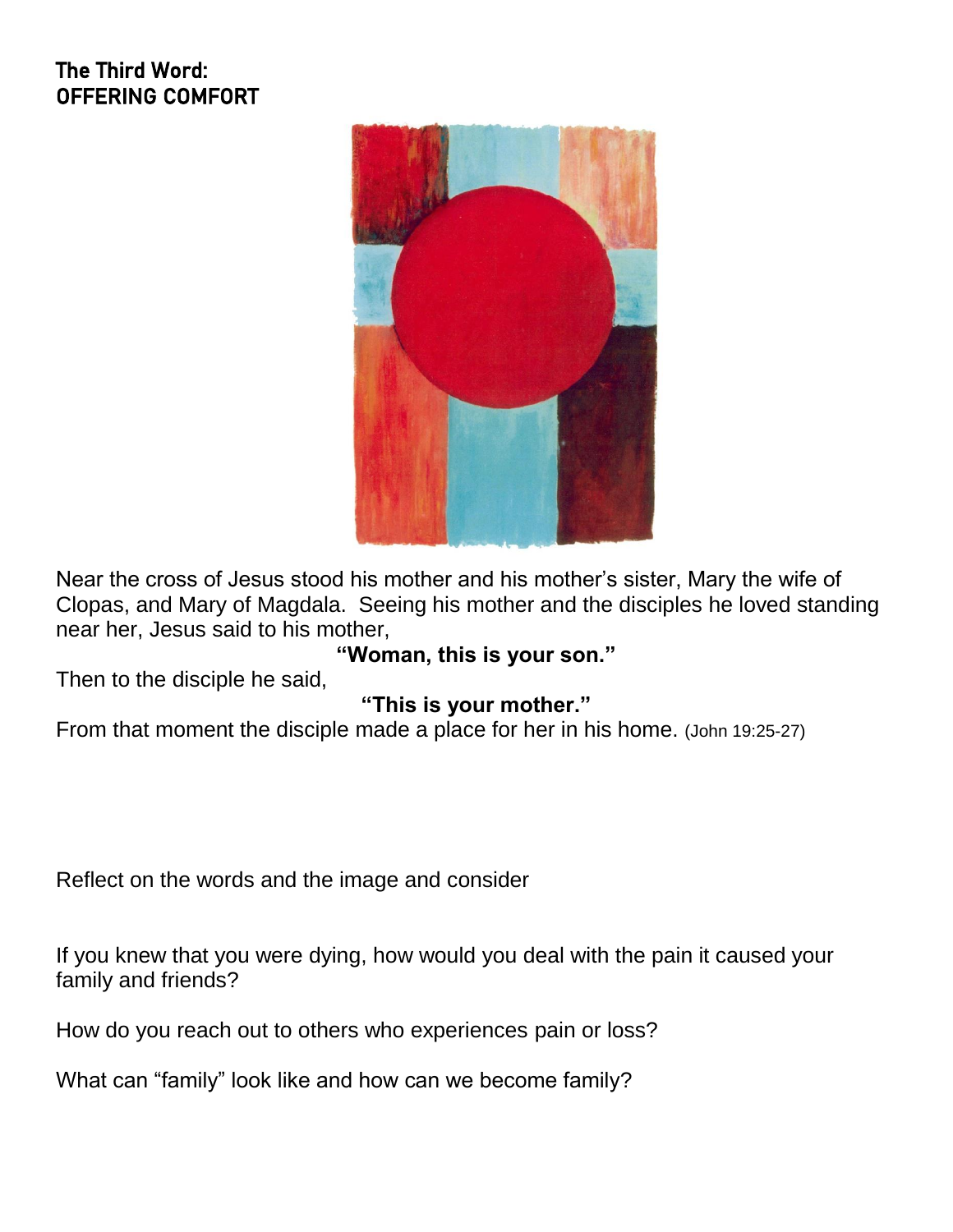## The Third Word:
## OFFERING COMFORT

Near the cross of Jesus stood his mother and his mother's sister, Mary the wife of Clopas, and Mary of Magdala. Seeing his mother and the disciples he loved standing near her, Jesus said to his mother,

**"Woman, this is your son."**

Then to the disciple he said,

**"This is your mother."**

From that moment the disciple made a place for her in his home. (John 19:25-27)

Reflect on the words and the image and consider

If you knew that you were dying, how would you deal with the pain it caused your family and friends?

How do you reach out to others who experiences pain or loss?

What can "family" look like and how can we become family?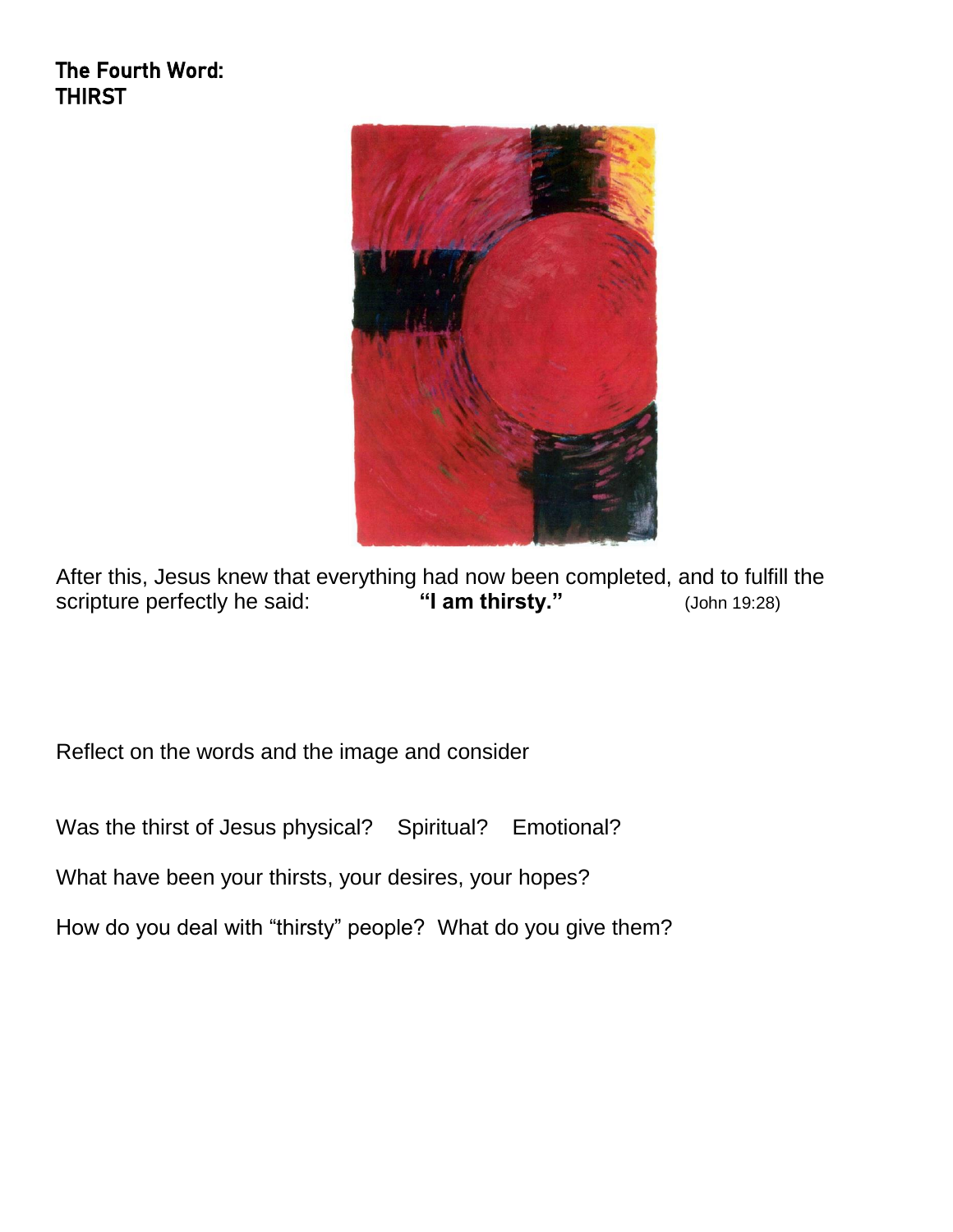## The Fourth Word:
## THIRST

After this, Jesus knew that everything had now been completed, and to fulfill the scripture perfectly he said: **"I am thirsty."** (John 19:28)

Reflect on the words and the image and consider

Was the thirst of Jesus physical? Spiritual? Emotional?

What have been your thirsts, your desires, your hopes?

How do you deal with "thirsty" people? What do you give them?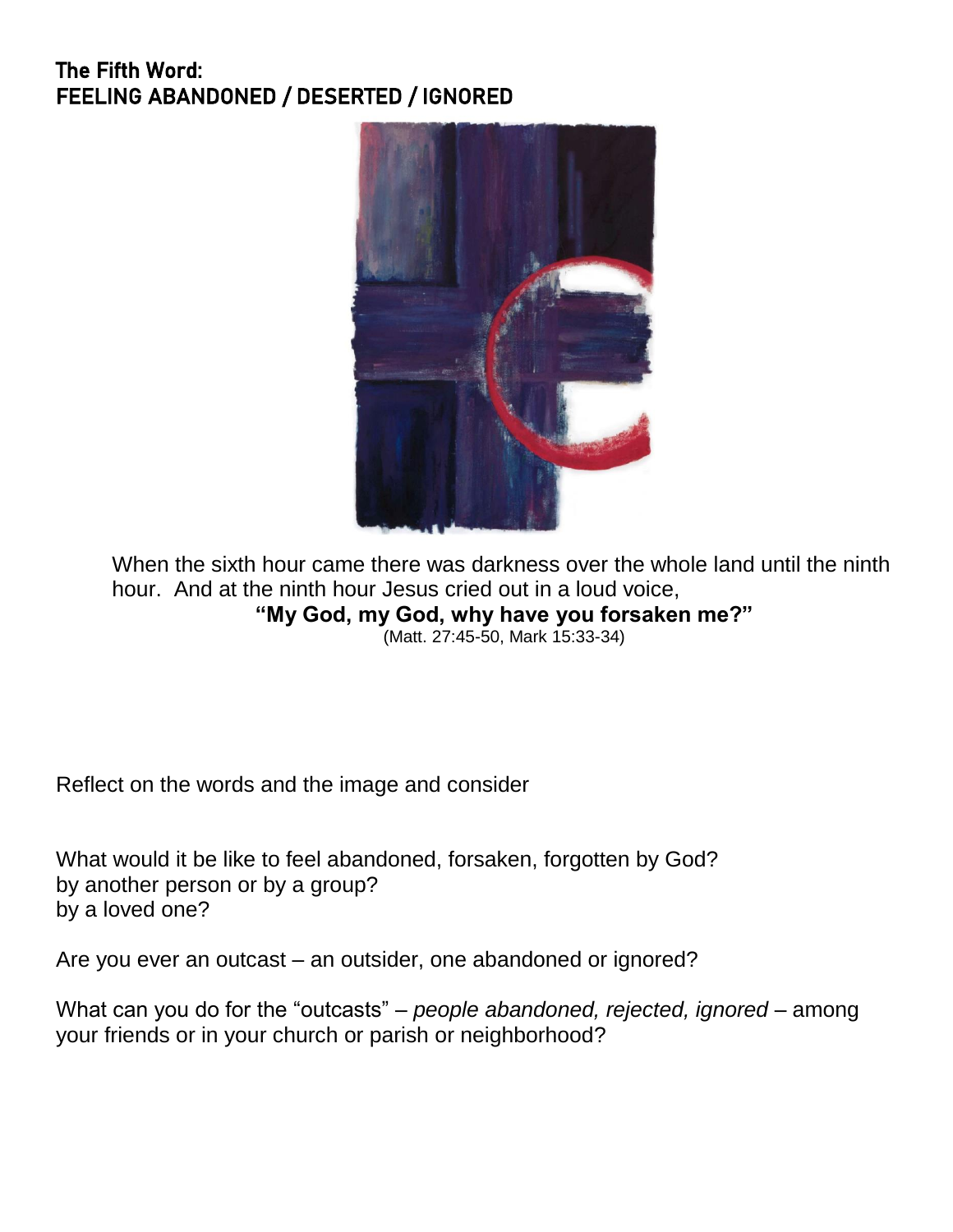## The Fifth Word:
## FEELING ABANDONED / DESERTED / IGNORED

When the sixth hour came there was darkness over the whole land until the ninth hour. And at the ninth hour Jesus cried out in a loud voice,

**"My God, my God, why have you forsaken me?"**

(Matt. 27:45-50, Mark 15:33-34)

Reflect on the words and the image and consider

What would it be like to feel abandoned, forsaken, forgotten by God?
by another person or by a group?
by a loved one?

Are you ever an outcast – an outsider, one abandoned or ignored?

What can you do for the "outcasts" – *people abandoned, rejected, ignored* – among your friends or in your church or parish or neighborhood?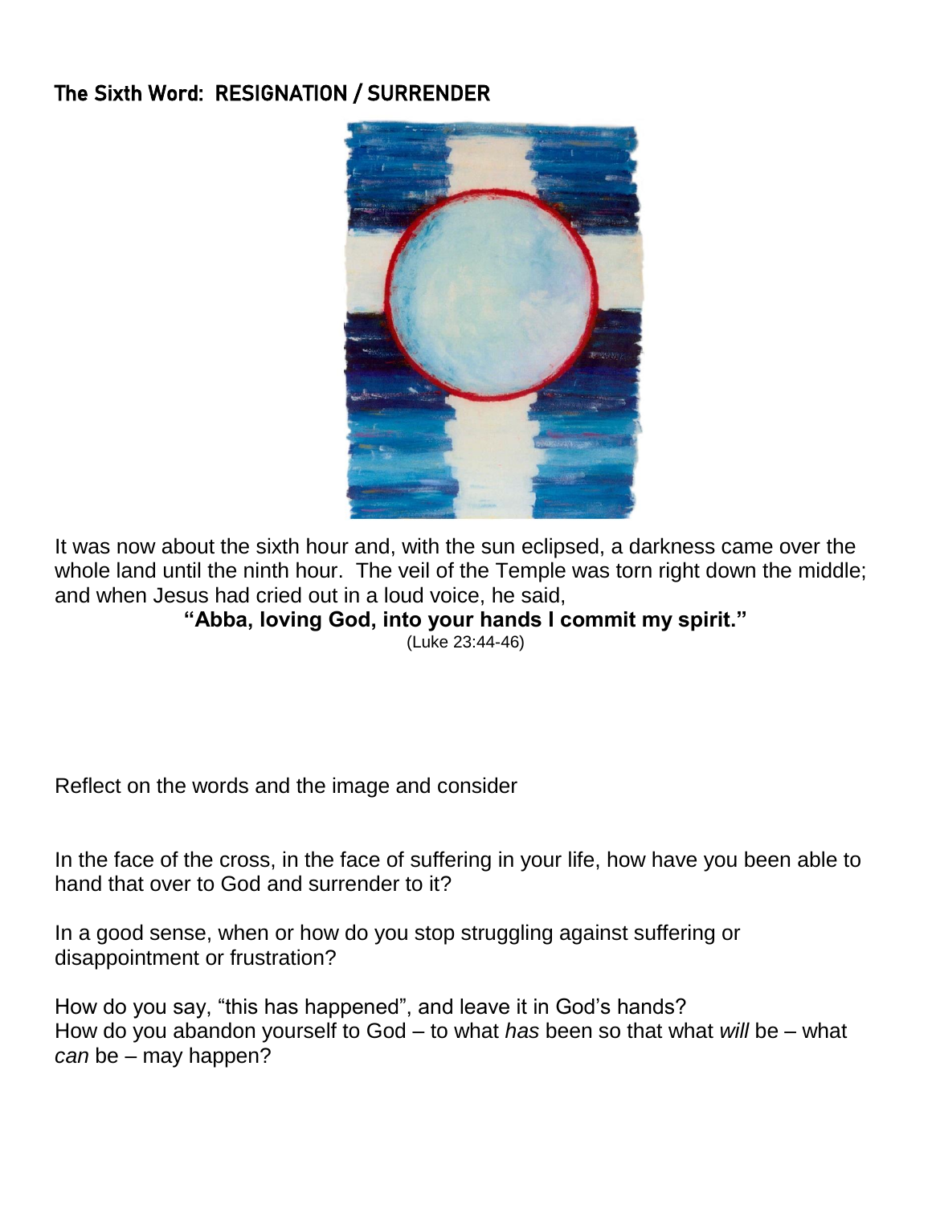## The Sixth Word: RESIGNATION / SURRENDER

It was now about the sixth hour and, with the sun eclipsed, a darkness came over the whole land until the ninth hour. The veil of the Temple was torn right down the middle; and when Jesus had cried out in a loud voice, he said,

**"Abba, loving God, into your hands I commit my spirit."**

(Luke 23:44-46)

Reflect on the words and the image and consider

In the face of the cross, in the face of suffering in your life, how have you been able to hand that over to God and surrender to it?

In a good sense, when or how do you stop struggling against suffering or disappointment or frustration?

How do you say, "this has happened", and leave it in God's hands?
How do you abandon yourself to God – to what *has* been so that what *will* be – what *can* be – may happen?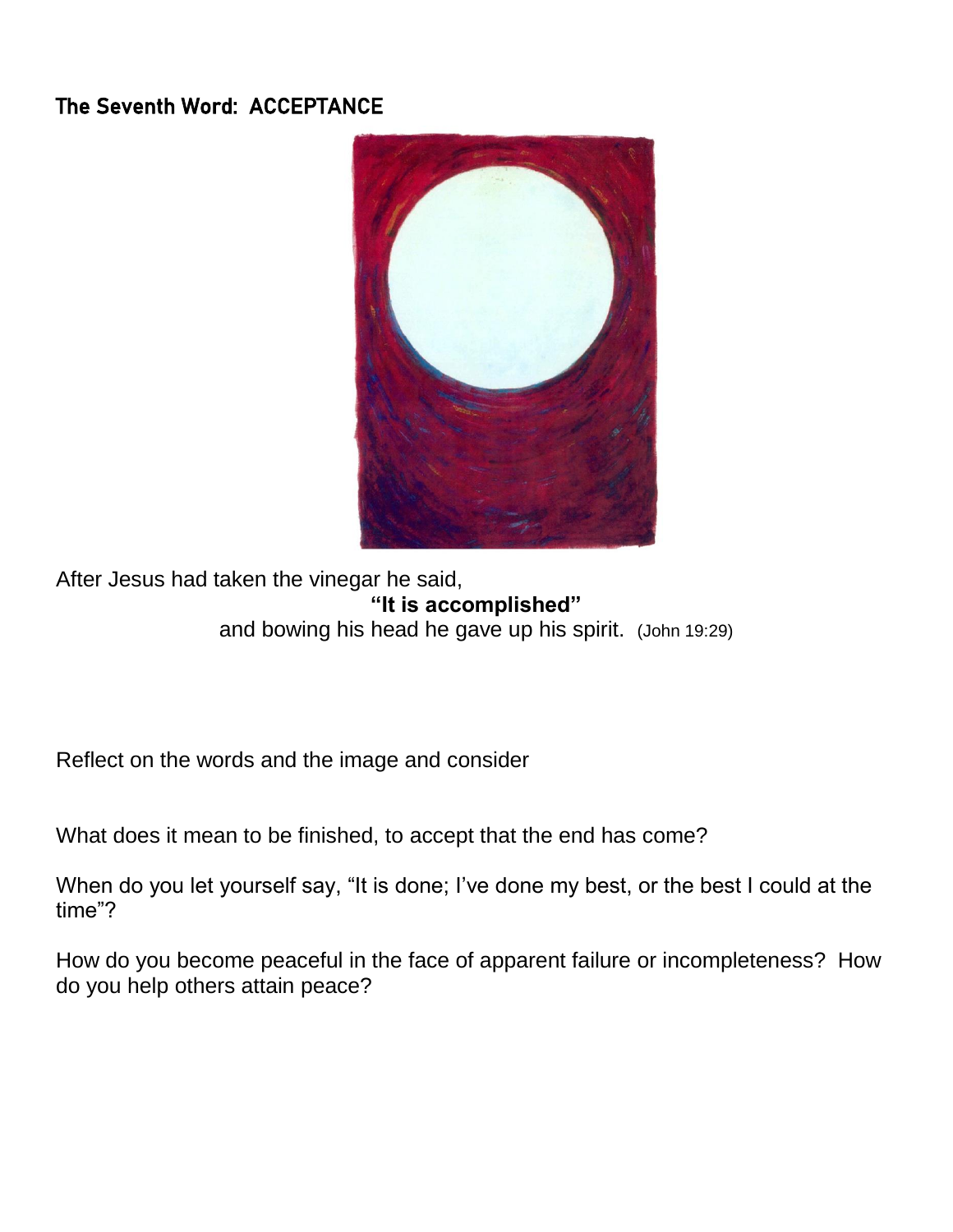## The Seventh Word: ACCEPTANCE

After Jesus had taken the vinegar he said,

**"It is accomplished"**

and bowing his head he gave up his spirit. (John 19:29)

Reflect on the words and the image and consider

What does it mean to be finished, to accept that the end has come?

When do you let yourself say, "It is done; I've done my best, or the best I could at the time"?

How do you become peaceful in the face of apparent failure or incompleteness? How do you help others attain peace?